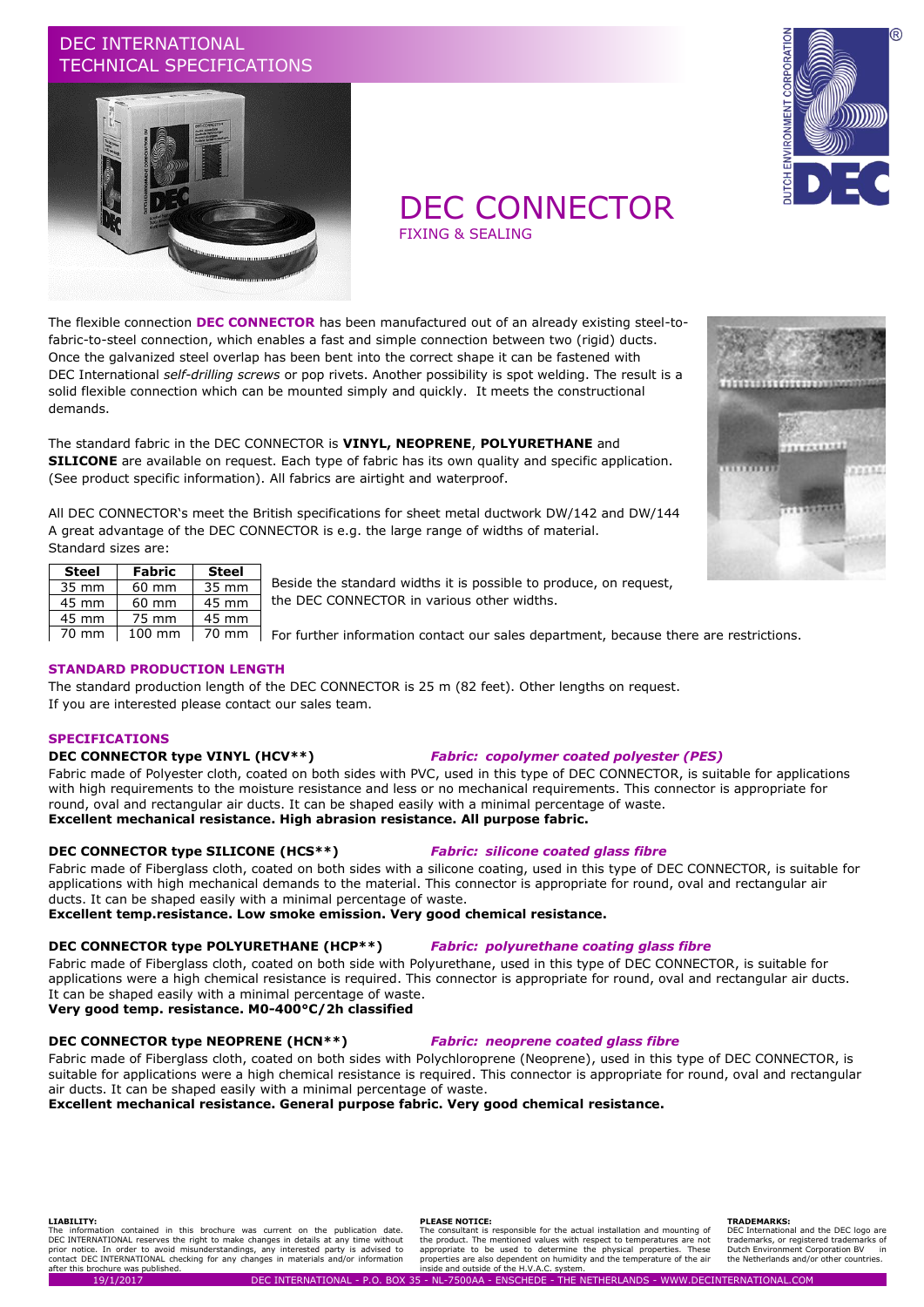DEC INTERNATIONAL
TECHNICAL SPECIFICATIONS

# DEC CONNECTOR

FIXING & SEALING

The flexible connection **DEC CONNECTOR** has been manufactured out of an already existing steel-to-fabric-to-steel connection, which enables a fast and simple connection between two (rigid) ducts. Once the galvanized steel overlap has been bent into the correct shape it can be fastened with DEC International *self-drilling screws* or pop rivets. Another possibility is spot welding. The result is a solid flexible connection which can be mounted simply and quickly. It meets the constructional demands.

The standard fabric in the DEC CONNECTOR is **VINYL, NEOPRENE**, **POLYURETHANE** and **SILICONE** are available on request. Each type of fabric has its own quality and specific application. (See product specific information). All fabrics are airtight and waterproof.

All DEC CONNECTOR's meet the British specifications for sheet metal ductwork DW/142 and DW/144
A great advantage of the DEC CONNECTOR is e.g. the large range of widths of material.
Standard sizes are:

| Steel | Fabric | Steel |
|---|---|---|
| 35 mm | 60 mm | 35 mm |
| 45 mm | 60 mm | 45 mm |
| 45 mm | 75 mm | 45 mm |
| 70 mm | 100 mm | 70 mm |

Beside the standard widths it is possible to produce, on request, the DEC CONNECTOR in various other widths.

For further information contact our sales department, because there are restrictions.

## STANDARD PRODUCTION LENGTH

The standard production length of the DEC CONNECTOR is 25 m (82 feet). Other lengths on request.
If you are interested please contact our sales team.

## SPECIFICATIONS

### DEC CONNECTOR type VINYL (HCV**)

*Fabric: copolymer coated polyester (PES)*

Fabric made of Polyester cloth, coated on both sides with PVC, used in this type of DEC CONNECTOR, is suitable for applications with high requirements to the moisture resistance and less or no mechanical requirements. This connector is appropriate for round, oval and rectangular air ducts. It can be shaped easily with a minimal percentage of waste.
**Excellent mechanical resistance. High abrasion resistance. All purpose fabric.**

### DEC CONNECTOR type SILICONE (HCS**)

*Fabric: silicone coated glass fibre*

Fabric made of Fiberglass cloth, coated on both sides with a silicone coating, used in this type of DEC CONNECTOR, is suitable for applications with high mechanical demands to the material. This connector is appropriate for round, oval and rectangular air ducts. It can be shaped easily with a minimal percentage of waste.
**Excellent temp.resistance. Low smoke emission. Very good chemical resistance.**

### DEC CONNECTOR type POLYURETHANE (HCP**)

*Fabric: polyurethane coating glass fibre*

Fabric made of Fiberglass cloth, coated on both side with Polyurethane, used in this type of DEC CONNECTOR, is suitable for applications were a high chemical resistance is required. This connector is appropriate for round, oval and rectangular air ducts. It can be shaped easily with a minimal percentage of waste.
**Very good temp. resistance. M0-400°C/2h classified**

### DEC CONNECTOR type NEOPRENE (HCN**)

*Fabric: neoprene coated glass fibre*

Fabric made of Fiberglass cloth, coated on both sides with Polychloroprene (Neoprene), used in this type of DEC CONNECTOR, is suitable for applications were a high chemical resistance is required. This connector is appropriate for round, oval and rectangular air ducts. It can be shaped easily with a minimal percentage of waste.
**Excellent mechanical resistance. General purpose fabric. Very good chemical resistance.**

**LIABILITY:**
The information contained in this brochure was current on the publication date. DEC INTERNATIONAL reserves the right to make changes in details at any time without prior notice. In order to avoid misunderstandings, any interested party is advised to contact DEC INTERNATIONAL checking for any changes in materials and/or information after this brochure was published.

**PLEASE NOTICE:**
The consultant is responsible for the actual installation and mounting of the product. The mentioned values with respect to temperatures are not appropriate to be used to determine the physical properties. These properties are also dependent on humidity and the temperature of the air inside and outside of the H.V.A.C. system.

**TRADEMARKS:**
DEC International and the DEC logo are trademarks, or registered trademarks of Dutch Environment Corporation BV in the Netherlands and/or other countries.

19/1/2017 DEC INTERNATIONAL - P.O. BOX 35 - NL-7500AA - ENSCHEDE - THE NETHERLANDS - WWW.DECINTERNATIONAL.COM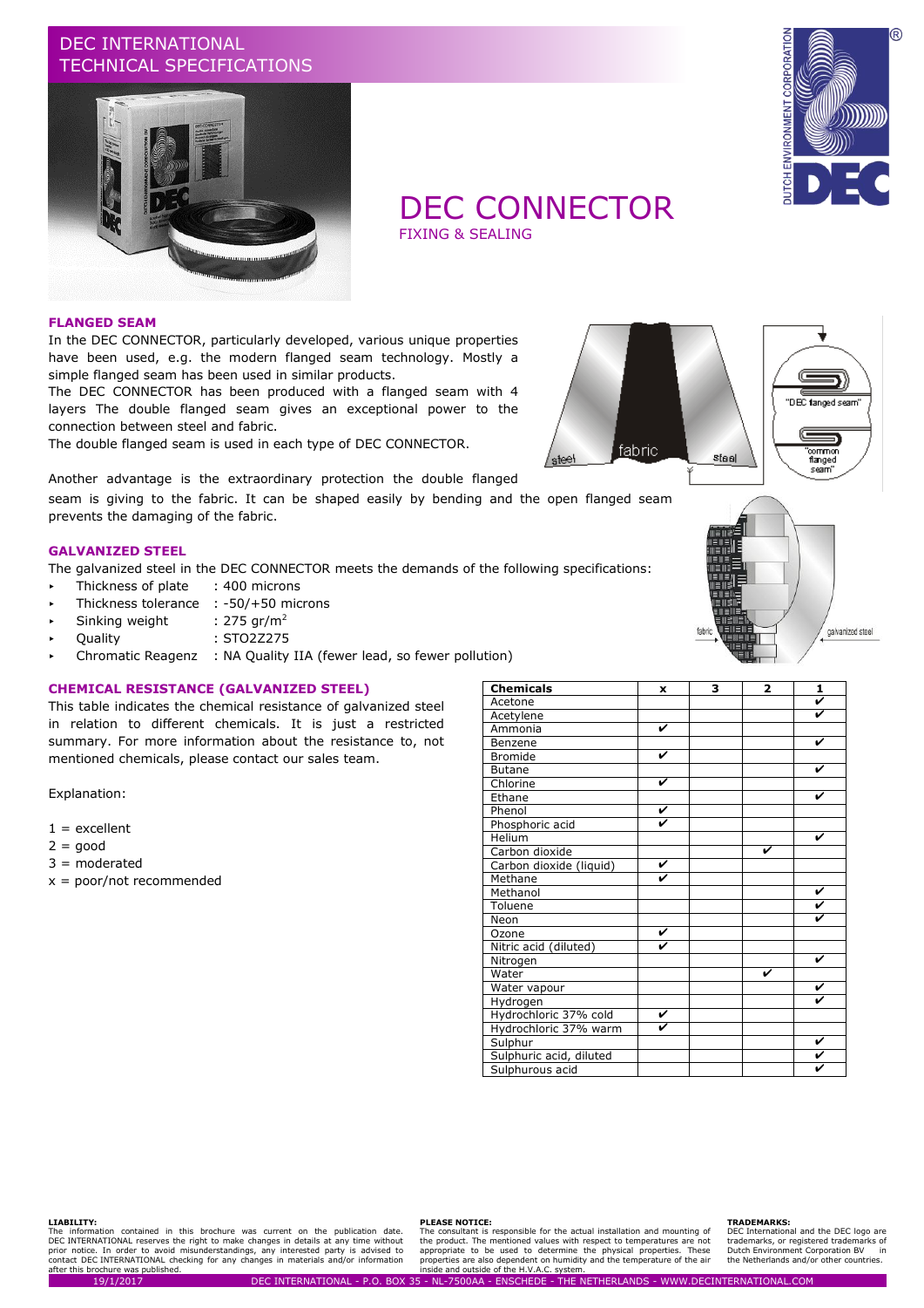# DEC INTERNATIONAL TECHNICAL SPECIFICATIONS

# DEC CONNECTOR

FIXING & SEALING

## FLANGED SEAM

In the DEC CONNECTOR, particularly developed, various unique properties have been used, e.g. the modern flanged seam technology. Mostly a simple flanged seam has been used in similar products.
The DEC CONNECTOR has been produced with a flanged seam with 4 layers The double flanged seam gives an exceptional power to the connection between steel and fabric.
The double flanged seam is used in each type of DEC CONNECTOR.

Another advantage is the extraordinary protection the double flanged seam is giving to the fabric. It can be shaped easily by bending and the open flanged seam prevents the damaging of the fabric.

## GALVANIZED STEEL

The galvanized steel in the DEC CONNECTOR meets the demands of the following specifications:

- Thickness of plate : 400 microns
- Thickness tolerance : -50/+50 microns
- Sinking weight : 275 gr/$m^2$
- Quality : STO2Z275
- Chromatic Reagenz : NA Quality IIA (fewer lead, so fewer pollution)

## CHEMICAL RESISTANCE (GALVANIZED STEEL)

This table indicates the chemical resistance of galvanized steel in relation to different chemicals. It is just a restricted summary. For more information about the resistance to, not mentioned chemicals, please contact our sales team.

Explanation:

1 = excellent
2 = good
3 = moderated
x = poor/not recommended

| Chemicals | x | 3 | 2 | 1 |
|---|---|---|---|---|
| Acetone | | | | ✔ |
| Acetylene | | | | ✔ |
| Ammonia | ✔ | | | |
| Benzene | | | | ✔ |
| Bromide | ✔ | | | |
| Butane | | | | ✔ |
| Chlorine | ✔ | | | |
| Ethane | | | | ✔ |
| Phenol | ✔ | | | |
| Phosphoric acid | ✔ | | | |
| Helium | | | | ✔ |
| Carbon dioxide | | | ✔ | |
| Carbon dioxide (liquid) | ✔ | | | |
| Methane | ✔ | | | |
| Methanol | | | | ✔ |
| Toluene | | | | ✔ |
| Neon | | | | ✔ |
| Ozone | ✔ | | | |
| Nitric acid (diluted) | ✔ | | | |
| Nitrogen | | | | ✔ |
| Water | | | ✔ | |
| Water vapour | | | | ✔ |
| Hydrogen | | | | ✔ |
| Hydrochloric 37% cold | ✔ | | | |
| Hydrochloric 37% warm | ✔ | | | |
| Sulphur | | | | ✔ |
| Sulphuric acid, diluted | | | | ✔ |
| Sulphurous acid | | | | ✔ |

**LIABILITY:**
The information contained in this brochure was current on the publication date. DEC INTERNATIONAL reserves the right to make changes in details at any time without prior notice. In order to avoid misunderstandings, any interested party is advised to contact DEC INTERNATIONAL checking for any changes in materials and/or information after this brochure was published.

**PLEASE NOTICE:**
The consultant is responsible for the actual installation and mounting of the product. The mentioned values with respect to temperatures are not appropriate to be used to determine the physical properties. These properties are also dependent on humidity and the temperature of the air inside and outside of the H.V.A.C. system.

**TRADEMARKS:**
DEC International and the DEC logo are trademarks, or registered trademarks of Dutch Environment Corporation BV in the Netherlands and/or other countries.

19/1/2017 DEC INTERNATIONAL - P.O. BOX 35 - NL-7500AA - ENSCHEDE - THE NETHERLANDS - WWW.DECINTERNATIONAL.COM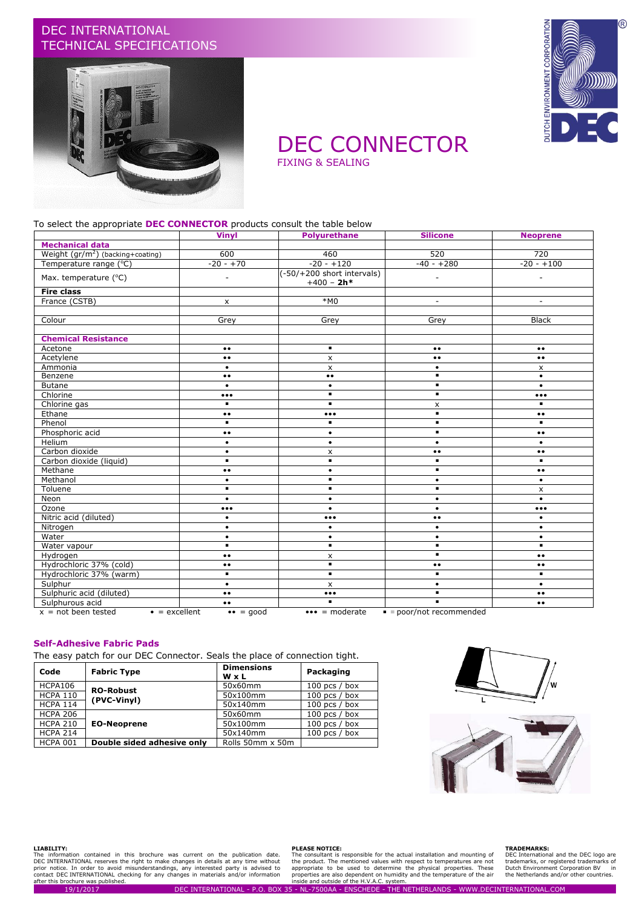# DEC INTERNATIONAL TECHNICAL SPECIFICATIONS

# DEC CONNECTOR

## FIXING & SEALING

To select the appropriate **DEC CONNECTOR** products consult the table below

| | Vinyl | Polyurethane | Silicone | Neoprene |
|---|---|---|---|---|
| **Mechanical data** | | | | |
| Weight (gr/m$^2$) (backing+coating) | 600 | 460 | 520 | 720 |
| Temperature range (°C) | -20 - +70 | -20 - +120 | -40 - +280 | -20 - +100 |
| Max. temperature (°C) | - | (-50/+200 short intervals) +400 – **2h*** | - | - |
| **Fire class** | | | | |
| France (CSTB) | x | *M0 | - | - |
| | | | | |
| Colour | Grey | Grey | Grey | Black |
| | | | | |
| **Chemical Resistance** | | | | |
| Acetone | •• | ▪ | •• | •• |
| Acetylene | •• | x | •• | •• |
| Ammonia | • | x | • | x |
| Benzene | •• | •• | ▪ | • |
| Butane | • | • | ▪ | • |
| Chlorine | ••• | ▪ | ▪ | ••• |
| Chlorine gas | ▪ | ▪ | x | ▪ |
| Ethane | •• | ••• | ▪ | •• |
| Phenol | ▪ | ▪ | ▪ | ▪ |
| Phosphoric acid | •• | • | ▪ | •• |
| Helium | • | • | • | • |
| Carbon dioxide | • | x | •• | •• |
| Carbon dioxide (liquid) | ▪ | ▪ | ▪ | ▪ |
| Methane | •• | • | ▪ | •• |
| Methanol | • | ▪ | • | • |
| Toluene | ▪ | ▪ | ▪ | x |
| Neon | • | • | • | • |
| Ozone | ••• | • | • | ••• |
| Nitric acid (diluted) | • | ••• | •• | • |
| Nitrogen | • | • | • | • |
| Water | • | • | • | • |
| Water vapour | ▪ | ▪ | ▪ | ▪ |
| Hydrogen | •• | x | ▪ | •• |
| Hydrochloric 37% (cold) | •• | ▪ | •• | •• |
| Hydrochloric 37% (warm) | ▪ | ▪ | ▪ | ▪ |
| Sulphur | • | x | • | • |
| Sulphuric acid (diluted) | •• | ••• | ▪ | •• |
| Sulphurous acid | •• | ▪ | ▪ | •• |

x = not been tested • = excellent •• = good ••• = moderate ▪ = poor/not recommended

### Self-Adhesive Fabric Pads

The easy patch for our DEC Connector. Seals the place of connection tight.

| Code | Fabric Type | Dimensions W x L | Packaging |
|---|---|---|---|
| HCPA106 | **RO-Robust (PVC-Vinyl)** | 50x60mm | 100 pcs / box |
| HCPA 110 | | 50x100mm | 100 pcs / box |
| HCPA 114 | | 50x140mm | 100 pcs / box |
| HCPA 206 | **EO-Neoprene** | 50x60mm | 100 pcs / box |
| HCPA 210 | | 50x100mm | 100 pcs / box |
| HCPA 214 | | 50x140mm | 100 pcs / box |
| HCPA 001 | **Double sided adhesive only** | Rolls 50mm x 50m | |

W
L

**LIABILITY:**
The information contained in this brochure was current on the publication date. DEC INTERNATIONAL reserves the right to make changes in details at any time without prior notice. In order to avoid misunderstandings, any interested party is advised to contact DEC INTERNATIONAL checking for any changes in materials and/or information after this brochure was published.

**PLEASE NOTICE:**
The consultant is responsible for the actual installation and mounting of the product. The mentioned values with respect to temperatures are not appropriate to be used to determine the physical properties. These properties are also dependent on humidity and the temperature of the air inside and outside of the H.V.A.C. system.

**TRADEMARKS:**
DEC International and the DEC logo are trademarks, or registered trademarks of Dutch Environment Corporation BV in the Netherlands and/or other countries.

19/1/2017 DEC INTERNATIONAL - P.O. BOX 35 - NL-7500AA - ENSCHEDE - THE NETHERLANDS - WWW.DECINTERNATIONAL.COM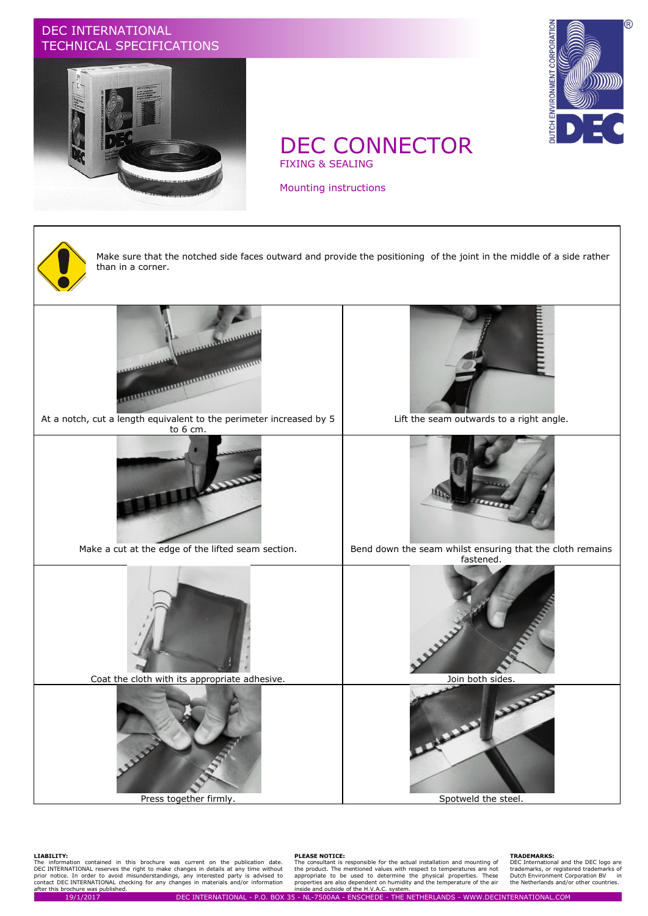DEC INTERNATIONAL
TECHNICAL SPECIFICATIONS

# DEC CONNECTOR

FIXING & SEALING

Mounting instructions

Make sure that the notched side faces outward and provide the positioning of the joint in the middle of a side rather than in a corner.

| | |
|---|---|
| At a notch, cut a length equivalent to the perimeter increased by 5 to 6 cm. | Lift the seam outwards to a right angle. |
| Make a cut at the edge of the lifted seam section. | Bend down the seam whilst ensuring that the cloth remains fastened. |
| Coat the cloth with its appropriate adhesive. | Join both sides. |
| Press together firmly. | Spotweld the steel. |

**LIABILITY:**
The information contained in this brochure was current on the publication date. DEC INTERNATIONAL reserves the right to make changes in details at any time without prior notice. In order to avoid misunderstandings, any interested party is advised to contact DEC INTERNATIONAL checking for any changes in materials and/or information after this brochure was published.

**PLEASE NOTICE:**
The consultant is responsible for the actual installation and mounting of the product. The mentioned values with respect to temperatures are not appropriate to be used to determine the physical properties. These properties are also dependent on humidity and the temperature of the air inside and outside of the H.V.A.C. system.

**TRADEMARKS:**
DEC International and the DEC logo are trademarks, or registered trademarks of Dutch Environment Corporation BV in the Netherlands and/or other countries.

19/1/2017 DEC INTERNATIONAL - P.O. BOX 35 - NL-7500AA - ENSCHEDE - THE NETHERLANDS - WWW.DECINTERNATIONAL.COM